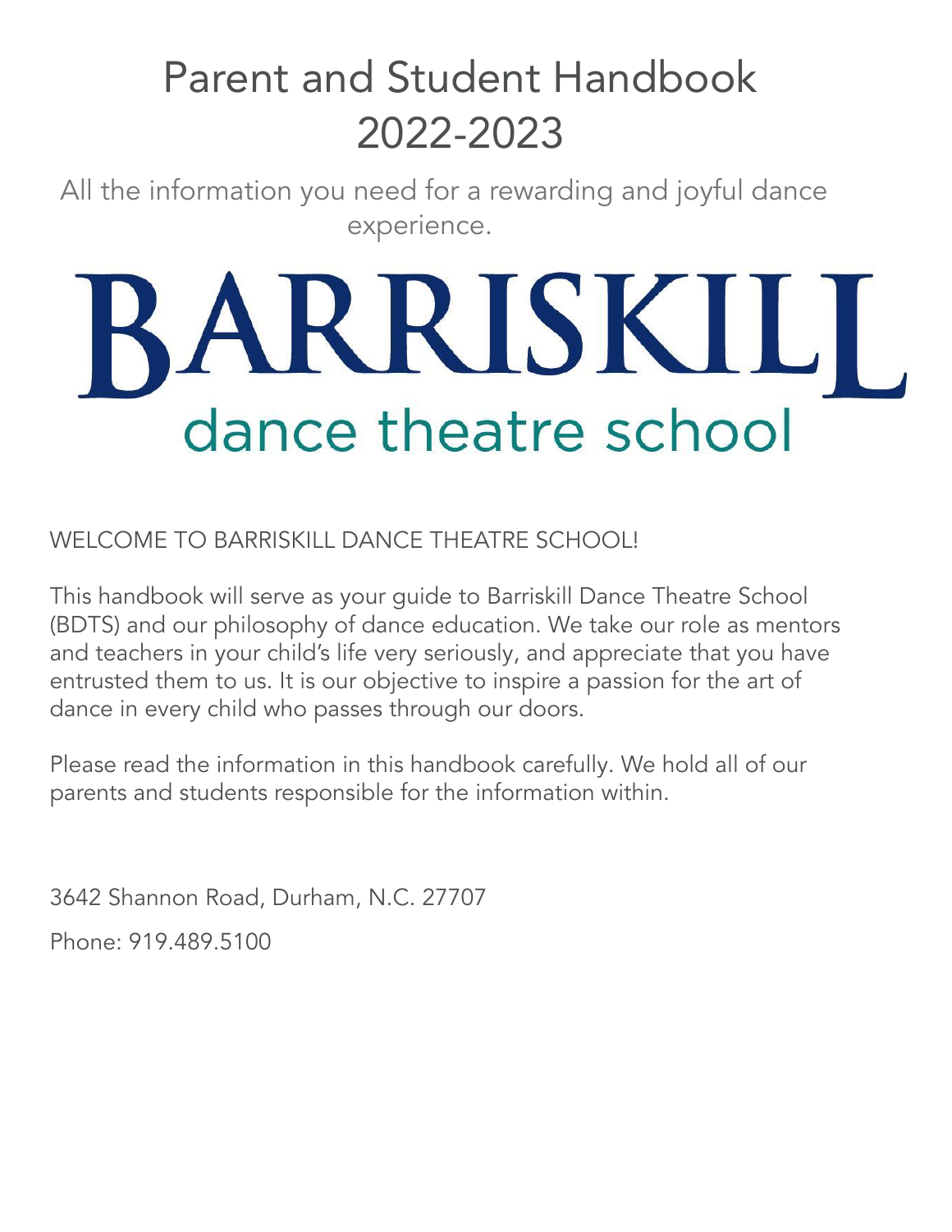# Parent and Student Handbook 2022-2023

All the information you need for a rewarding and joyful dance experience.

BARRISKILL

dance theatre school

## WELCOME TO BARRISKILL DANCE THEATRE SCHOOL!

This handbook will serve as your guide to Barriskill Dance Theatre School (BDTS) and our philosophy of dance education. We take our role as mentors and teachers in your child's life very seriously, and appreciate that you have entrusted them to us. It is our objective to inspire a passion for the art of dance in every child who passes through our doors.

Please read the information in this handbook carefully. We hold all of our parents and students responsible for the information within.

3642 Shannon Road, Durham, N.C. 27707

Phone: 919.489.5100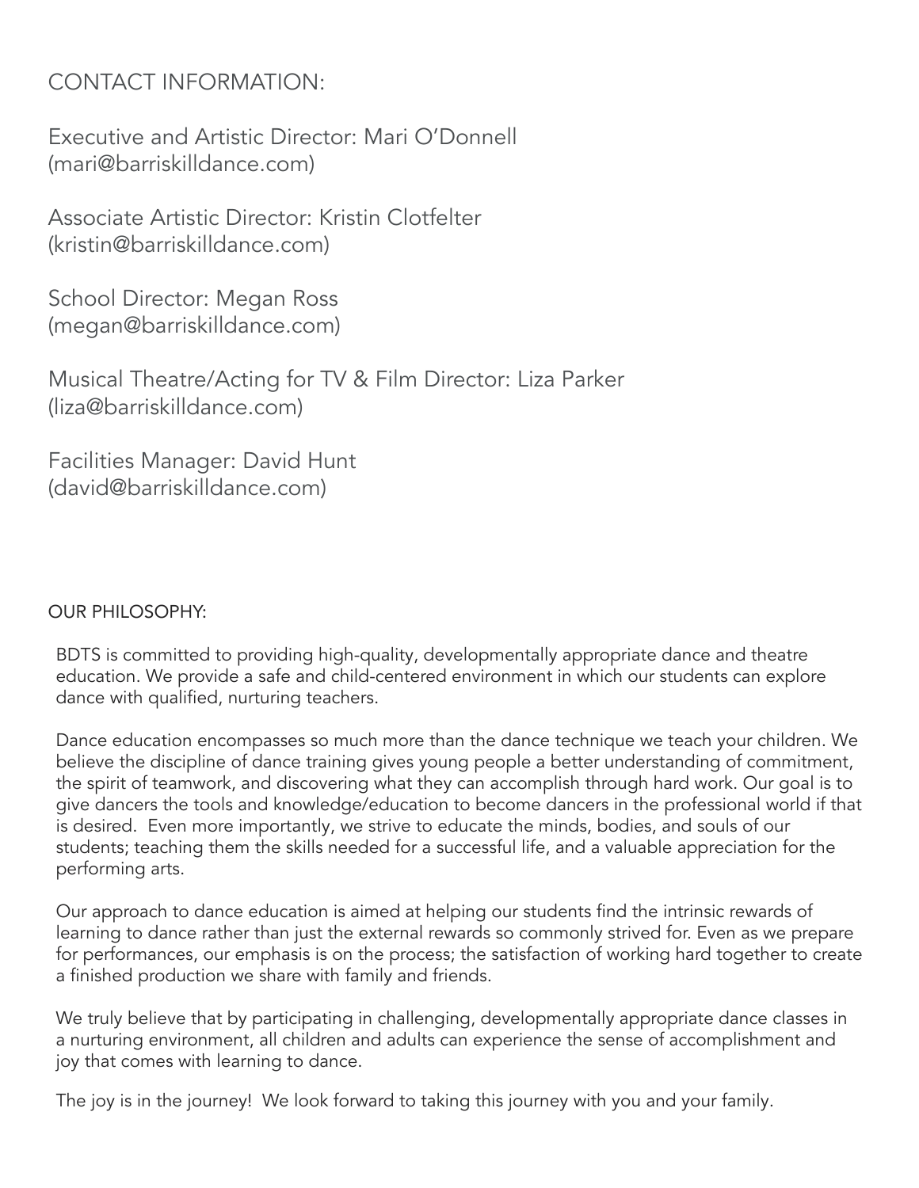## CONTACT INFORMATION:

Executive and Artistic Director: Mari O'Donnell
(mari@barriskilldance.com)

Associate Artistic Director: Kristin Clotfelter
(kristin@barriskilldance.com)

School Director: Megan Ross
(megan@barriskilldance.com)

Musical Theatre/Acting for TV & Film Director: Liza Parker
(liza@barriskilldance.com)

Facilities Manager: David Hunt
(david@barriskilldance.com)

### OUR PHILOSOPHY:

BDTS is committed to providing high-quality, developmentally appropriate dance and theatre education. We provide a safe and child-centered environment in which our students can explore dance with qualified, nurturing teachers.

Dance education encompasses so much more than the dance technique we teach your children. We believe the discipline of dance training gives young people a better understanding of commitment, the spirit of teamwork, and discovering what they can accomplish through hard work. Our goal is to give dancers the tools and knowledge/education to become dancers in the professional world if that is desired. Even more importantly, we strive to educate the minds, bodies, and souls of our students; teaching them the skills needed for a successful life, and a valuable appreciation for the performing arts.

Our approach to dance education is aimed at helping our students find the intrinsic rewards of learning to dance rather than just the external rewards so commonly strived for. Even as we prepare for performances, our emphasis is on the process; the satisfaction of working hard together to create a finished production we share with family and friends.

We truly believe that by participating in challenging, developmentally appropriate dance classes in a nurturing environment, all children and adults can experience the sense of accomplishment and joy that comes with learning to dance.

The joy is in the journey! We look forward to taking this journey with you and your family.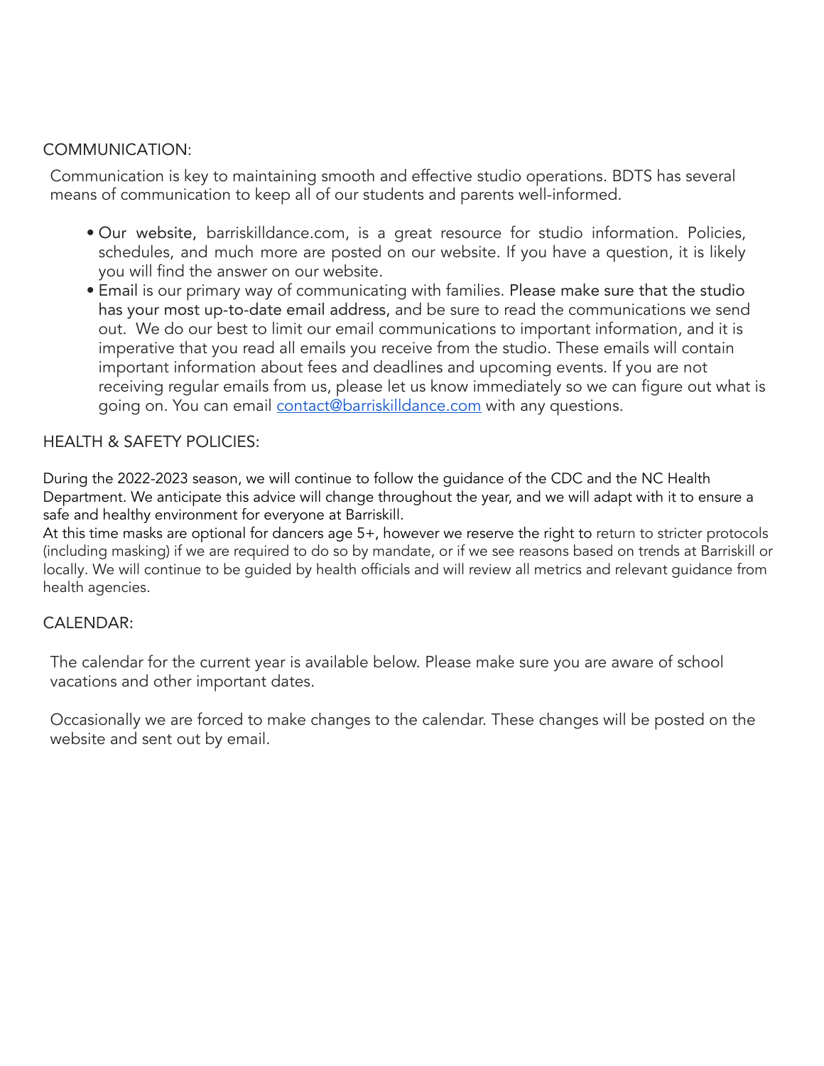## COMMUNICATION:

Communication is key to maintaining smooth and effective studio operations. BDTS has several means of communication to keep all of our students and parents well-informed.

- Our website, barriskilldance.com, is a great resource for studio information. Policies, schedules, and much more are posted on our website. If you have a question, it is likely you will find the answer on our website.
- Email is our primary way of communicating with families. Please make sure that the studio has your most up-to-date email address, and be sure to read the communications we send out. We do our best to limit our email communications to important information, and it is imperative that you read all emails you receive from the studio. These emails will contain important information about fees and deadlines and upcoming events. If you are not receiving regular emails from us, please let us know immediately so we can figure out what is going on. You can email [contact@barriskilldance.com](mailto:contact@barriskilldance.com) with any questions.

## HEALTH & SAFETY POLICIES:

During the 2022-2023 season, we will continue to follow the guidance of the CDC and the NC Health Department. We anticipate this advice will change throughout the year, and we will adapt with it to ensure a safe and healthy environment for everyone at Barriskill.
At this time masks are optional for dancers age 5+, however we reserve the right to return to stricter protocols (including masking) if we are required to do so by mandate, or if we see reasons based on trends at Barriskill or locally. We will continue to be guided by health officials and will review all metrics and relevant guidance from health agencies.

## CALENDAR:

The calendar for the current year is available below. Please make sure you are aware of school vacations and other important dates.

Occasionally we are forced to make changes to the calendar. These changes will be posted on the website and sent out by email.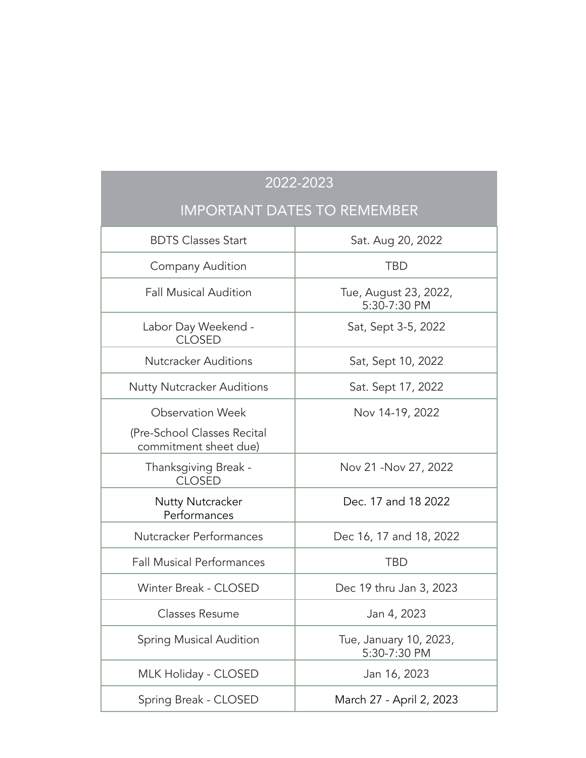| 2022-2023 IMPORTANT DATES TO REMEMBER | |
|---|---|
| BDTS Classes Start | Sat. Aug 20, 2022 |
| Company Audition | TBD |
| Fall Musical Audition | Tue, August 23, 2022, 5:30-7:30 PM |
| Labor Day Weekend - CLOSED | Sat, Sept 3-5, 2022 |
| Nutcracker Auditions | Sat, Sept 10, 2022 |
| Nutty Nutcracker Auditions | Sat. Sept 17, 2022 |
| Observation Week (Pre-School Classes Recital commitment sheet due) | Nov 14-19, 2022 |
| Thanksgiving Break - CLOSED | Nov 21 -Nov 27, 2022 |
| Nutty Nutcracker Performances | Dec. 17 and 18 2022 |
| Nutcracker Performances | Dec 16, 17 and 18, 2022 |
| Fall Musical Performances | TBD |
| Winter Break - CLOSED | Dec 19 thru Jan 3, 2023 |
| Classes Resume | Jan 4, 2023 |
| Spring Musical Audition | Tue, January 10, 2023, 5:30-7:30 PM |
| MLK Holiday - CLOSED | Jan 16, 2023 |
| Spring Break - CLOSED | March 27 - April 2, 2023 |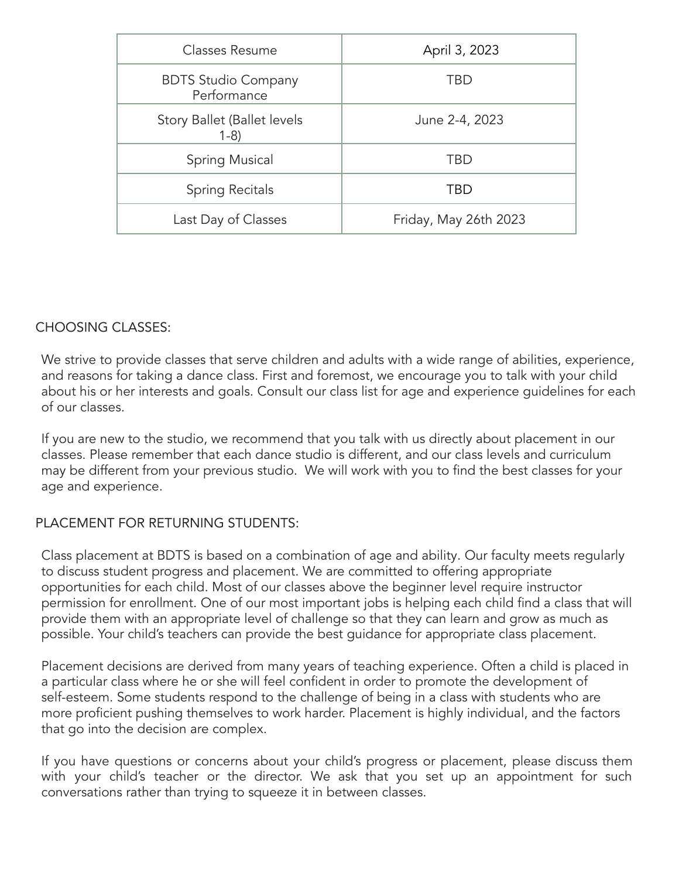| | |
|---|---|
| Classes Resume | April 3, 2023 |
| BDTS Studio Company Performance | TBD |
| Story Ballet (Ballet levels 1-8) | June 2-4, 2023 |
| Spring Musical | TBD |
| Spring Recitals | TBD |
| Last Day of Classes | Friday, May 26th 2023 |

## CHOOSING CLASSES:

We strive to provide classes that serve children and adults with a wide range of abilities, experience, and reasons for taking a dance class. First and foremost, we encourage you to talk with your child about his or her interests and goals. Consult our class list for age and experience guidelines for each of our classes.

If you are new to the studio, we recommend that you talk with us directly about placement in our classes. Please remember that each dance studio is different, and our class levels and curriculum may be different from your previous studio. We will work with you to find the best classes for your age and experience.

## PLACEMENT FOR RETURNING STUDENTS:

Class placement at BDTS is based on a combination of age and ability. Our faculty meets regularly to discuss student progress and placement. We are committed to offering appropriate opportunities for each child. Most of our classes above the beginner level require instructor permission for enrollment. One of our most important jobs is helping each child find a class that will provide them with an appropriate level of challenge so that they can learn and grow as much as possible. Your child's teachers can provide the best guidance for appropriate class placement.

Placement decisions are derived from many years of teaching experience. Often a child is placed in a particular class where he or she will feel confident in order to promote the development of self-esteem. Some students respond to the challenge of being in a class with students who are more proficient pushing themselves to work harder. Placement is highly individual, and the factors that go into the decision are complex.

If you have questions or concerns about your child's progress or placement, please discuss them with your child's teacher or the director. We ask that you set up an appointment for such conversations rather than trying to squeeze it in between classes.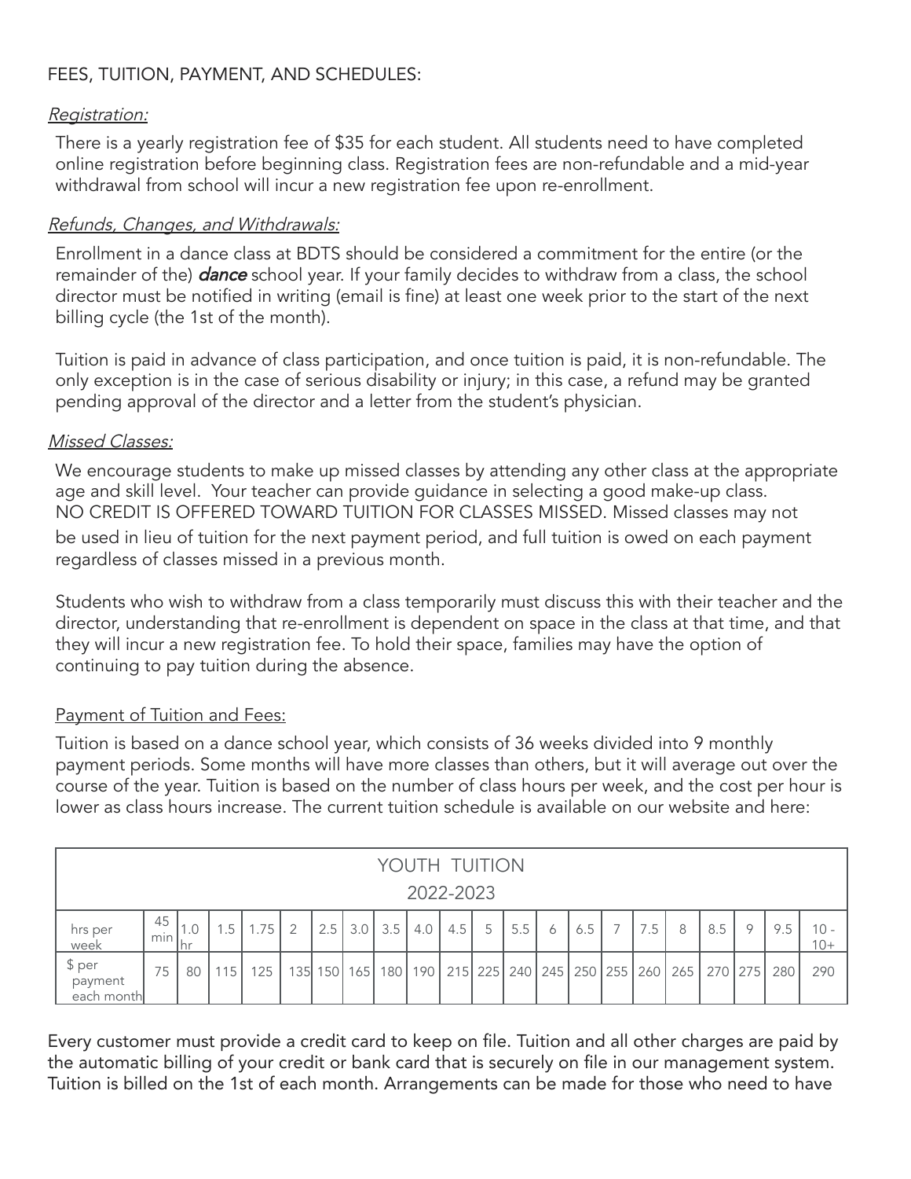## FEES, TUITION, PAYMENT, AND SCHEDULES:

### *Registration:*

There is a yearly registration fee of $35 for each student. All students need to have completed online registration before beginning class. Registration fees are non-refundable and a mid-year withdrawal from school will incur a new registration fee upon re-enrollment.

### *Refunds, Changes, and Withdrawals:*

Enrollment in a dance class at BDTS should be considered a commitment for the entire (or the remainder of the) ***dance*** school year. If your family decides to withdraw from a class, the school director must be notified in writing (email is fine) at least one week prior to the start of the next billing cycle (the 1st of the month).

Tuition is paid in advance of class participation, and once tuition is paid, it is non-refundable. The only exception is in the case of serious disability or injury; in this case, a refund may be granted pending approval of the director and a letter from the student's physician.

### *Missed Classes:*

We encourage students to make up missed classes by attending any other class at the appropriate age and skill level. Your teacher can provide guidance in selecting a good make-up class. NO CREDIT IS OFFERED TOWARD TUITION FOR CLASSES MISSED. Missed classes may not be used in lieu of tuition for the next payment period, and full tuition is owed on each payment regardless of classes missed in a previous month.

Students who wish to withdraw from a class temporarily must discuss this with their teacher and the director, understanding that re-enrollment is dependent on space in the class at that time, and that they will incur a new registration fee. To hold their space, families may have the option of continuing to pay tuition during the absence.

### Payment of Tuition and Fees:

Tuition is based on a dance school year, which consists of 36 weeks divided into 9 monthly payment periods. Some months will have more classes than others, but it will average out over the course of the year. Tuition is based on the number of class hours per week, and the cost per hour is lower as class hours increase. The current tuition schedule is available on our website and here:

| YOUTH TUITION 2022-2023 | | | | | | | | | | | | | | | | | | | | | | |
|---|---|---|---|---|---|---|---|---|---|---|---|---|---|---|---|---|---|---|---|---|---|---|
| hrs per week | 45 min | 1.0 hr | 1.5 | 1.75 | 2 | 2.5 | 3.0 | 3.5 | 4.0 | 4.5 | 5 | 5.5 | 6 | 6.5 | 7 | 7.5 | 8 | 8.5 | 9 | 9.5 | 10 - 10+ |
| $ per payment each month | 75 | 80 | 115 | 125 | 135 | 150 | 165 | 180 | 190 | 215 | 225 | 240 | 245 | 250 | 255 | 260 | 265 | 270 | 275 | 280 | 290 |

Every customer must provide a credit card to keep on file. Tuition and all other charges are paid by the automatic billing of your credit or bank card that is securely on file in our management system. Tuition is billed on the 1st of each month. Arrangements can be made for those who need to have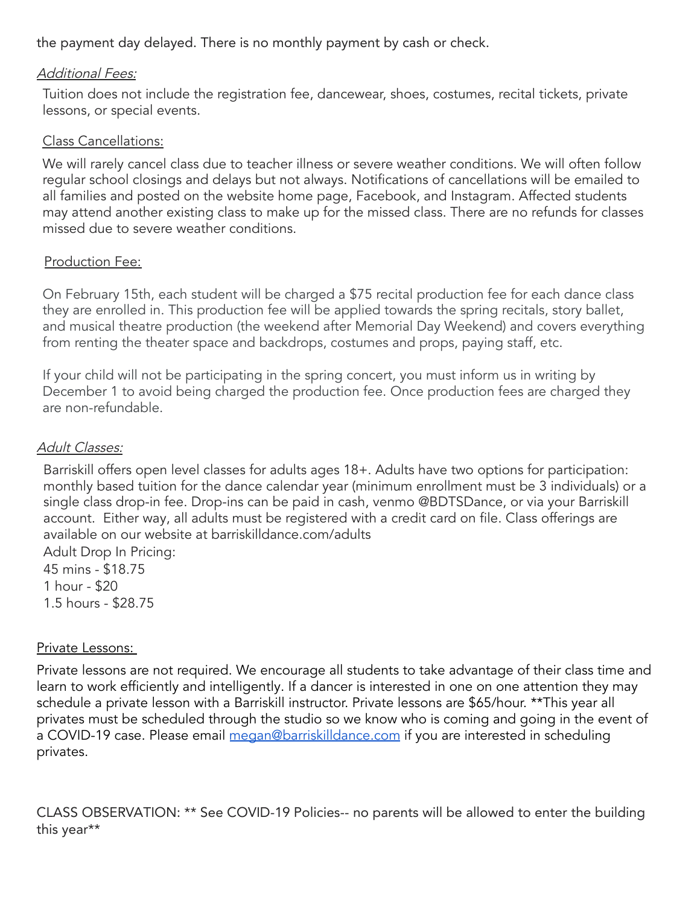the payment day delayed. There is no monthly payment by cash or check.

*Additional Fees:*

Tuition does not include the registration fee, dancewear, shoes, costumes, recital tickets, private lessons, or special events.

Class Cancellations:

We will rarely cancel class due to teacher illness or severe weather conditions. We will often follow regular school closings and delays but not always. Notifications of cancellations will be emailed to all families and posted on the website home page, Facebook, and Instagram. Affected students may attend another existing class to make up for the missed class. There are no refunds for classes missed due to severe weather conditions.

Production Fee:

On February 15th, each student will be charged a $75 recital production fee for each dance class they are enrolled in. This production fee will be applied towards the spring recitals, story ballet, and musical theatre production (the weekend after Memorial Day Weekend) and covers everything from renting the theater space and backdrops, costumes and props, paying staff, etc.

If your child will not be participating in the spring concert, you must inform us in writing by December 1 to avoid being charged the production fee. Once production fees are charged they are non-refundable.

*Adult Classes:*

Barriskill offers open level classes for adults ages 18+. Adults have two options for participation: monthly based tuition for the dance calendar year (minimum enrollment must be 3 individuals) or a single class drop-in fee. Drop-ins can be paid in cash, venmo @BDTSDance, or via your Barriskill account. Either way, all adults must be registered with a credit card on file. Class offerings are available on our website at barriskilldance.com/adults

Adult Drop In Pricing:
45 mins - $18.75
1 hour - $20
1.5 hours - $28.75

Private Lessons:

Private lessons are not required. We encourage all students to take advantage of their class time and learn to work efficiently and intelligently. If a dancer is interested in one on one attention they may schedule a private lesson with a Barriskill instructor. Private lessons are $65/hour. **This year all privates must be scheduled through the studio so we know who is coming and going in the event of a COVID-19 case. Please email megan@barriskilldance.com if you are interested in scheduling privates.

CLASS OBSERVATION: ** See COVID-19 Policies-- no parents will be allowed to enter the building this year**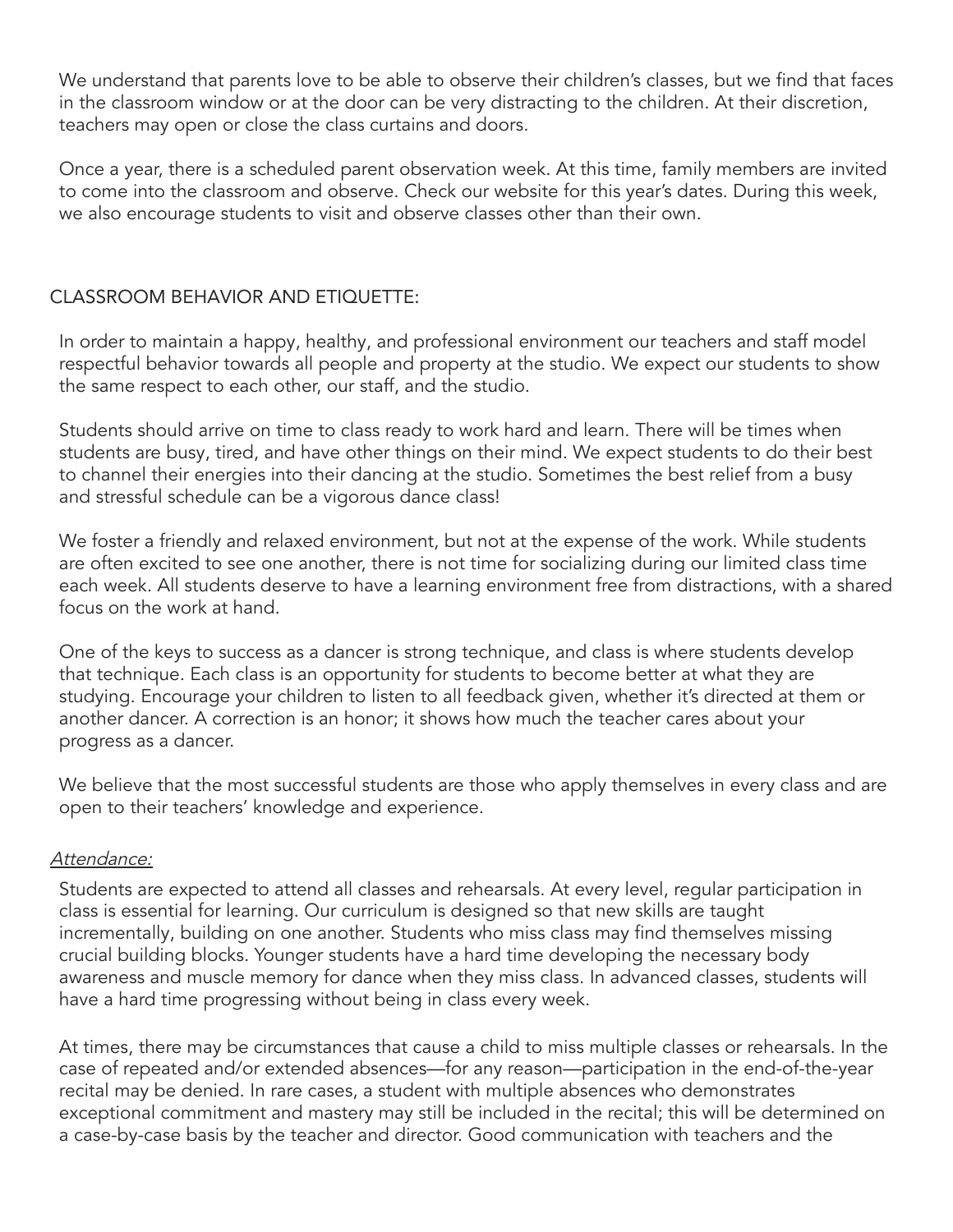We understand that parents love to be able to observe their children's classes, but we find that faces in the classroom window or at the door can be very distracting to the children. At their discretion, teachers may open or close the class curtains and doors.

Once a year, there is a scheduled parent observation week. At this time, family members are invited to come into the classroom and observe. Check our website for this year's dates. During this week, we also encourage students to visit and observe classes other than their own.

## CLASSROOM BEHAVIOR AND ETIQUETTE:

In order to maintain a happy, healthy, and professional environment our teachers and staff model respectful behavior towards all people and property at the studio. We expect our students to show the same respect to each other, our staff, and the studio.

Students should arrive on time to class ready to work hard and learn. There will be times when students are busy, tired, and have other things on their mind. We expect students to do their best to channel their energies into their dancing at the studio. Sometimes the best relief from a busy and stressful schedule can be a vigorous dance class!

We foster a friendly and relaxed environment, but not at the expense of the work. While students are often excited to see one another, there is not time for socializing during our limited class time each week. All students deserve to have a learning environment free from distractions, with a shared focus on the work at hand.

One of the keys to success as a dancer is strong technique, and class is where students develop that technique. Each class is an opportunity for students to become better at what they are studying. Encourage your children to listen to all feedback given, whether it's directed at them or another dancer. A correction is an honor; it shows how much the teacher cares about your progress as a dancer.

We believe that the most successful students are those who apply themselves in every class and are open to their teachers' knowledge and experience.

### *Attendance:*

Students are expected to attend all classes and rehearsals. At every level, regular participation in class is essential for learning. Our curriculum is designed so that new skills are taught incrementally, building on one another. Students who miss class may find themselves missing crucial building blocks. Younger students have a hard time developing the necessary body awareness and muscle memory for dance when they miss class. In advanced classes, students will have a hard time progressing without being in class every week.

At times, there may be circumstances that cause a child to miss multiple classes or rehearsals. In the case of repeated and/or extended absences—for any reason—participation in the end-of-the-year recital may be denied. In rare cases, a student with multiple absences who demonstrates exceptional commitment and mastery may still be included in the recital; this will be determined on a case-by-case basis by the teacher and director. Good communication with teachers and the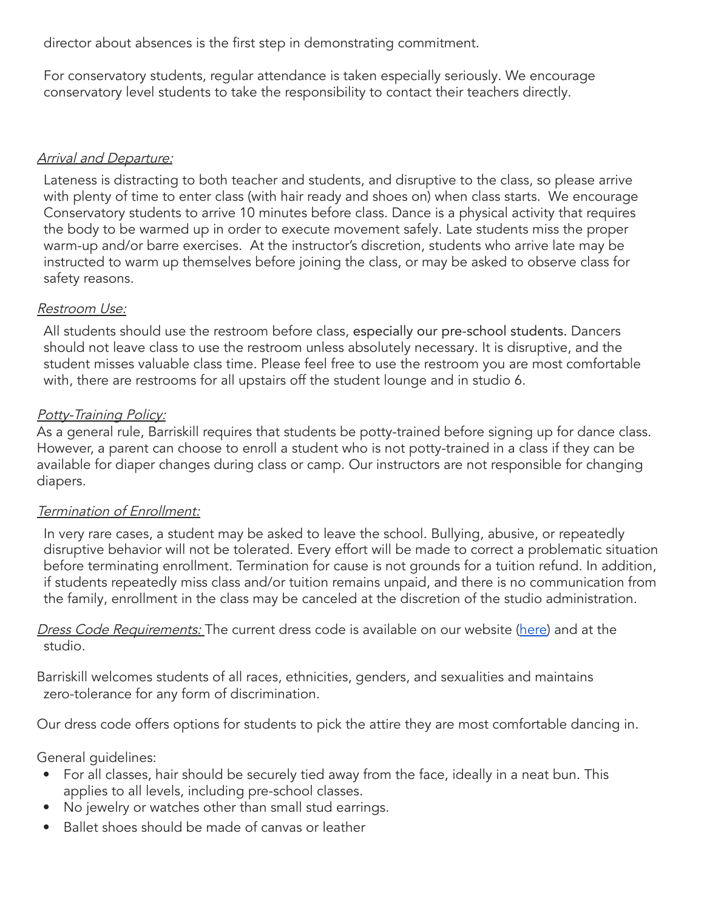director about absences is the first step in demonstrating commitment.

For conservatory students, regular attendance is taken especially seriously. We encourage conservatory level students to take the responsibility to contact their teachers directly.

*Arrival and Departure:*

Lateness is distracting to both teacher and students, and disruptive to the class, so please arrive with plenty of time to enter class (with hair ready and shoes on) when class starts. We encourage Conservatory students to arrive 10 minutes before class. Dance is a physical activity that requires the body to be warmed up in order to execute movement safely. Late students miss the proper warm-up and/or barre exercises. At the instructor's discretion, students who arrive late may be instructed to warm up themselves before joining the class, or may be asked to observe class for safety reasons.

*Restroom Use:*

All students should use the restroom before class, especially our pre-school students. Dancers should not leave class to use the restroom unless absolutely necessary. It is disruptive, and the student misses valuable class time. Please feel free to use the restroom you are most comfortable with, there are restrooms for all upstairs off the student lounge and in studio 6.

*Potty-Training Policy:*

As a general rule, Barriskill requires that students be potty-trained before signing up for dance class. However, a parent can choose to enroll a student who is not potty-trained in a class if they can be available for diaper changes during class or camp. Our instructors are not responsible for changing diapers.

*Termination of Enrollment:*

In very rare cases, a student may be asked to leave the school. Bullying, abusive, or repeatedly disruptive behavior will not be tolerated. Every effort will be made to correct a problematic situation before terminating enrollment. Termination for cause is not grounds for a tuition refund. In addition, if students repeatedly miss class and/or tuition remains unpaid, and there is no communication from the family, enrollment in the class may be canceled at the discretion of the studio administration.

*Dress Code Requirements:* The current dress code is available on our website (here) and at the studio.

Barriskill welcomes students of all races, ethnicities, genders, and sexualities and maintains zero-tolerance for any form of discrimination.

Our dress code offers options for students to pick the attire they are most comfortable dancing in.

General guidelines:

- For all classes, hair should be securely tied away from the face, ideally in a neat bun. This applies to all levels, including pre-school classes.
- No jewelry or watches other than small stud earrings.
- Ballet shoes should be made of canvas or leather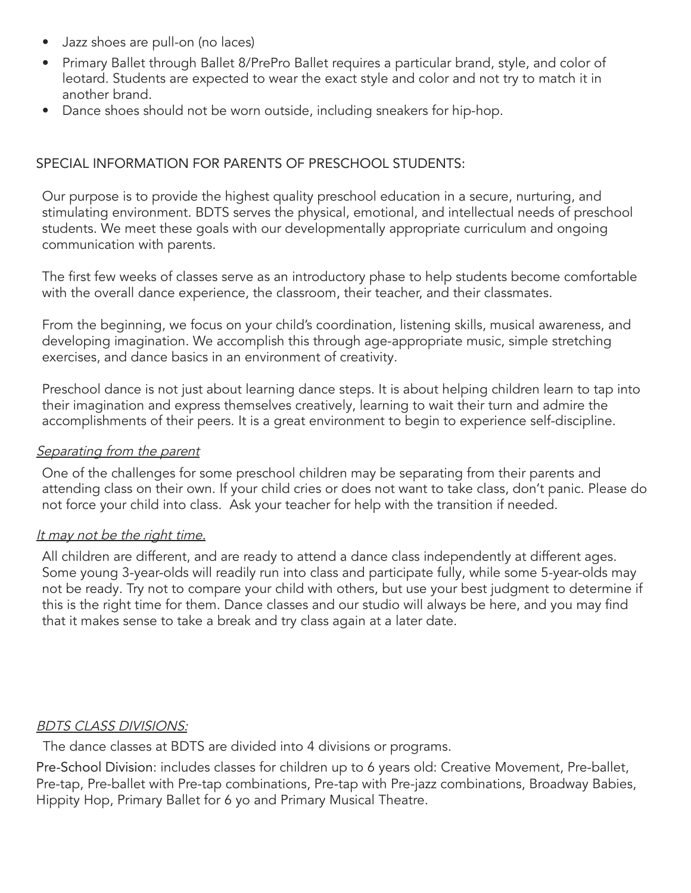- Jazz shoes are pull-on (no laces)
- Primary Ballet through Ballet 8/PrePro Ballet requires a particular brand, style, and color of leotard. Students are expected to wear the exact style and color and not try to match it in another brand.
- Dance shoes should not be worn outside, including sneakers for hip-hop.

## SPECIAL INFORMATION FOR PARENTS OF PRESCHOOL STUDENTS:

Our purpose is to provide the highest quality preschool education in a secure, nurturing, and stimulating environment. BDTS serves the physical, emotional, and intellectual needs of preschool students. We meet these goals with our developmentally appropriate curriculum and ongoing communication with parents.

The first few weeks of classes serve as an introductory phase to help students become comfortable with the overall dance experience, the classroom, their teacher, and their classmates.

From the beginning, we focus on your child's coordination, listening skills, musical awareness, and developing imagination. We accomplish this through age-appropriate music, simple stretching exercises, and dance basics in an environment of creativity.

Preschool dance is not just about learning dance steps. It is about helping children learn to tap into their imagination and express themselves creatively, learning to wait their turn and admire the accomplishments of their peers. It is a great environment to begin to experience self-discipline.

### *Separating from the parent*

One of the challenges for some preschool children may be separating from their parents and attending class on their own. If your child cries or does not want to take class, don't panic. Please do not force your child into class. Ask your teacher for help with the transition if needed.

### *It may not be the right time.*

All children are different, and are ready to attend a dance class independently at different ages. Some young 3-year-olds will readily run into class and participate fully, while some 5-year-olds may not be ready. Try not to compare your child with others, but use your best judgment to determine if this is the right time for them. Dance classes and our studio will always be here, and you may find that it makes sense to take a break and try class again at a later date.

## *BDTS CLASS DIVISIONS:*

The dance classes at BDTS are divided into 4 divisions or programs.

Pre-School Division: includes classes for children up to 6 years old: Creative Movement, Pre-ballet, Pre-tap, Pre-ballet with Pre-tap combinations, Pre-tap with Pre-jazz combinations, Broadway Babies, Hippity Hop, Primary Ballet for 6 yo and Primary Musical Theatre.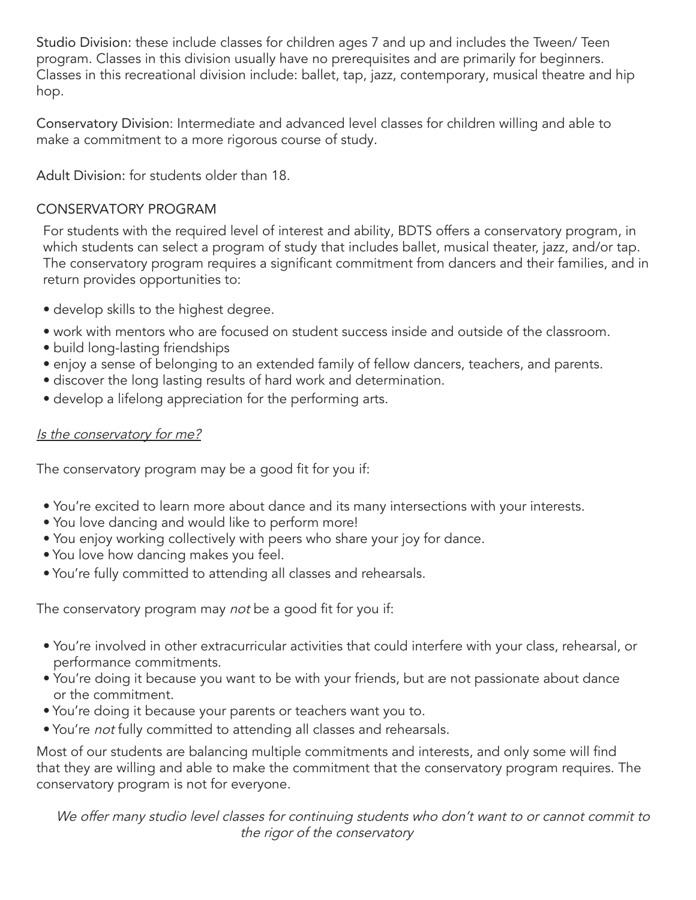Studio Division: these include classes for children ages 7 and up and includes the Tween/ Teen program. Classes in this division usually have no prerequisites and are primarily for beginners. Classes in this recreational division include: ballet, tap, jazz, contemporary, musical theatre and hip hop.

Conservatory Division: Intermediate and advanced level classes for children willing and able to make a commitment to a more rigorous course of study.

Adult Division: for students older than 18.

## CONSERVATORY PROGRAM

For students with the required level of interest and ability, BDTS offers a conservatory program, in which students can select a program of study that includes ballet, musical theater, jazz, and/or tap. The conservatory program requires a significant commitment from dancers and their families, and in return provides opportunities to:

- develop skills to the highest degree.
- work with mentors who are focused on student success inside and outside of the classroom.
- build long-lasting friendships
- enjoy a sense of belonging to an extended family of fellow dancers, teachers, and parents.
- discover the long lasting results of hard work and determination.
- develop a lifelong appreciation for the performing arts.

*Is the conservatory for me?*

The conservatory program may be a good fit for you if:

- You're excited to learn more about dance and its many intersections with your interests.
- You love dancing and would like to perform more!
- You enjoy working collectively with peers who share your joy for dance.
- You love how dancing makes you feel.
- You're fully committed to attending all classes and rehearsals.

The conservatory program may *not* be a good fit for you if:

- You're involved in other extracurricular activities that could interfere with your class, rehearsal, or performance commitments.
- You're doing it because you want to be with your friends, but are not passionate about dance or the commitment.
- You're doing it because your parents or teachers want you to.
- You're *not* fully committed to attending all classes and rehearsals.

Most of our students are balancing multiple commitments and interests, and only some will find that they are willing and able to make the commitment that the conservatory program requires. The conservatory program is not for everyone.

*We offer many studio level classes for continuing students who don't want to or cannot commit to the rigor of the conservatory*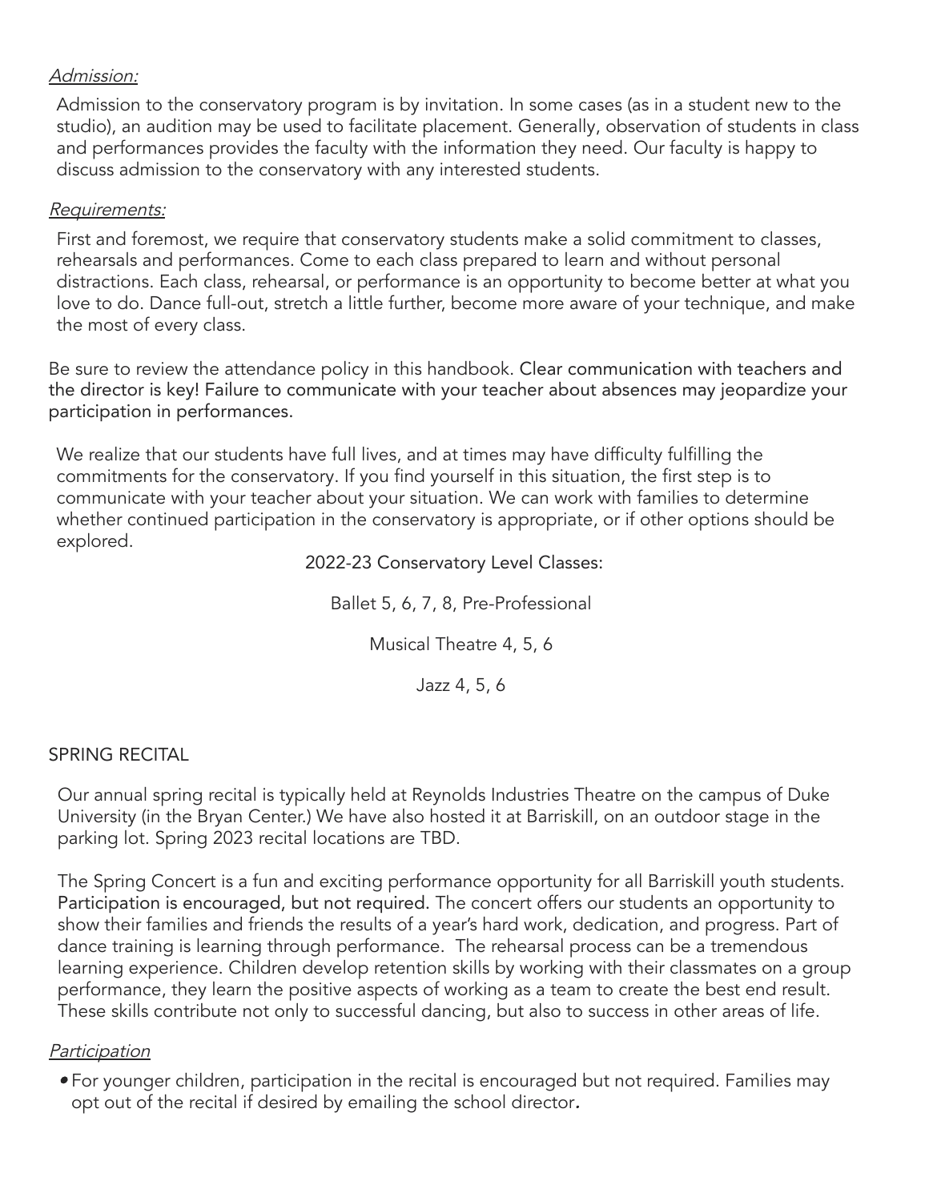*Admission:*

Admission to the conservatory program is by invitation. In some cases (as in a student new to the studio), an audition may be used to facilitate placement. Generally, observation of students in class and performances provides the faculty with the information they need. Our faculty is happy to discuss admission to the conservatory with any interested students.

*Requirements:*

First and foremost, we require that conservatory students make a solid commitment to classes, rehearsals and performances. Come to each class prepared to learn and without personal distractions. Each class, rehearsal, or performance is an opportunity to become better at what you love to do. Dance full-out, stretch a little further, become more aware of your technique, and make the most of every class.

Be sure to review the attendance policy in this handbook. Clear communication with teachers and the director is key! Failure to communicate with your teacher about absences may jeopardize your participation in performances.

We realize that our students have full lives, and at times may have difficulty fulfilling the commitments for the conservatory. If you find yourself in this situation, the first step is to communicate with your teacher about your situation. We can work with families to determine whether continued participation in the conservatory is appropriate, or if other options should be explored.

2022-23 Conservatory Level Classes:

Ballet 5, 6, 7, 8, Pre-Professional

Musical Theatre 4, 5, 6

Jazz 4, 5, 6

## SPRING RECITAL

Our annual spring recital is typically held at Reynolds Industries Theatre on the campus of Duke University (in the Bryan Center.) We have also hosted it at Barriskill, on an outdoor stage in the parking lot. Spring 2023 recital locations are TBD.

The Spring Concert is a fun and exciting performance opportunity for all Barriskill youth students. Participation is encouraged, but not required. The concert offers our students an opportunity to show their families and friends the results of a year's hard work, dedication, and progress. Part of dance training is learning through performance. The rehearsal process can be a tremendous learning experience. Children develop retention skills by working with their classmates on a group performance, they learn the positive aspects of working as a team to create the best end result. These skills contribute not only to successful dancing, but also to success in other areas of life.

*Participation*

- For younger children, participation in the recital is encouraged but not required. Families may opt out of the recital if desired by emailing the school director.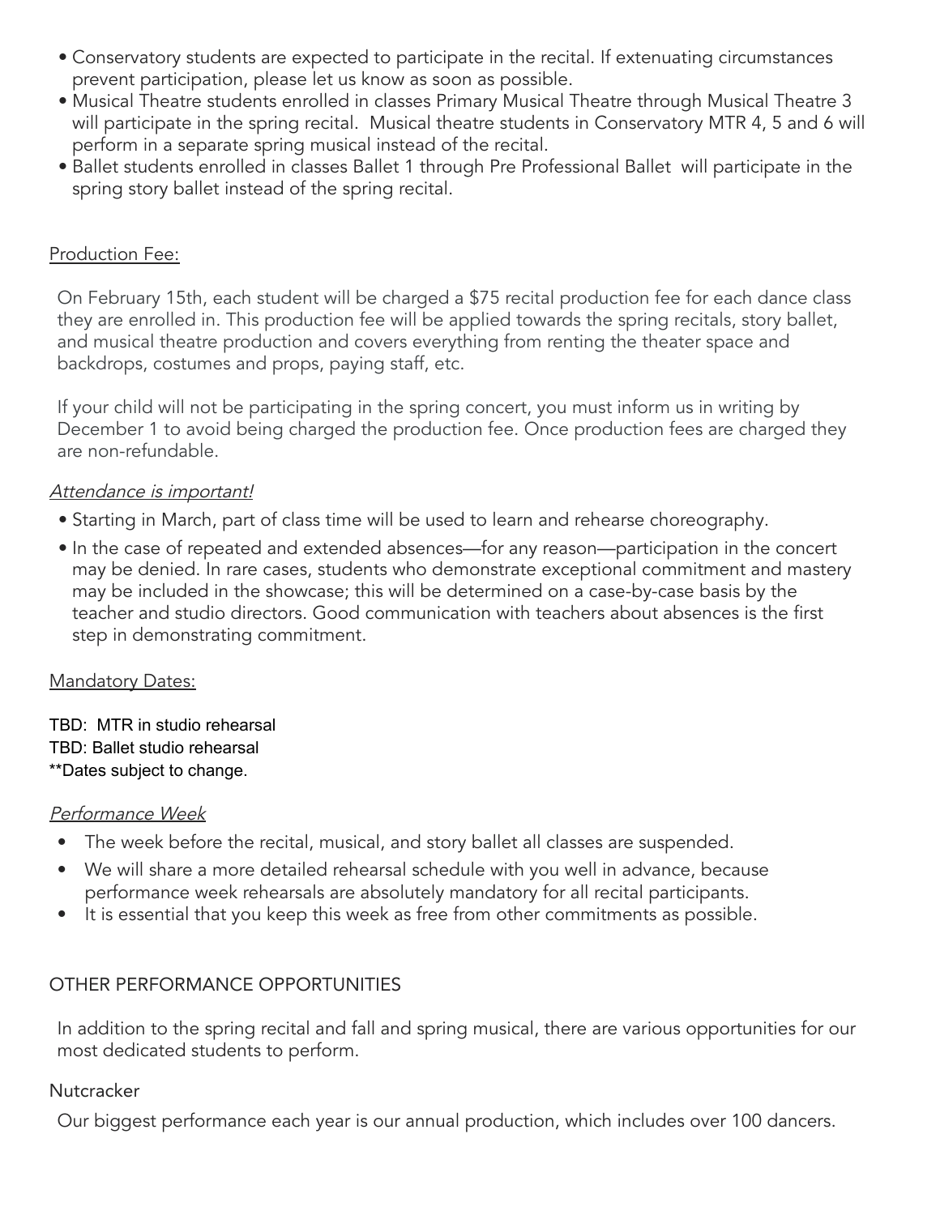- Conservatory students are expected to participate in the recital. If extenuating circumstances prevent participation, please let us know as soon as possible.
- Musical Theatre students enrolled in classes Primary Musical Theatre through Musical Theatre 3 will participate in the spring recital. Musical theatre students in Conservatory MTR 4, 5 and 6 will perform in a separate spring musical instead of the recital.
- Ballet students enrolled in classes Ballet 1 through Pre Professional Ballet will participate in the spring story ballet instead of the spring recital.

Production Fee:

On February 15th, each student will be charged a $75 recital production fee for each dance class they are enrolled in. This production fee will be applied towards the spring recitals, story ballet, and musical theatre production and covers everything from renting the theater space and backdrops, costumes and props, paying staff, etc.

If your child will not be participating in the spring concert, you must inform us in writing by December 1 to avoid being charged the production fee. Once production fees are charged they are non-refundable.

*Attendance is important!*

- Starting in March, part of class time will be used to learn and rehearse choreography.
- In the case of repeated and extended absences—for any reason—participation in the concert may be denied. In rare cases, students who demonstrate exceptional commitment and mastery may be included in the showcase; this will be determined on a case-by-case basis by the teacher and studio directors. Good communication with teachers about absences is the first step in demonstrating commitment.

Mandatory Dates:

TBD: MTR in studio rehearsal
TBD: Ballet studio rehearsal
**Dates subject to change.

*Performance Week*

- The week before the recital, musical, and story ballet all classes are suspended.
- We will share a more detailed rehearsal schedule with you well in advance, because performance week rehearsals are absolutely mandatory for all recital participants.
- It is essential that you keep this week as free from other commitments as possible.

## OTHER PERFORMANCE OPPORTUNITIES

In addition to the spring recital and fall and spring musical, there are various opportunities for our most dedicated students to perform.

### Nutcracker

Our biggest performance each year is our annual production, which includes over 100 dancers.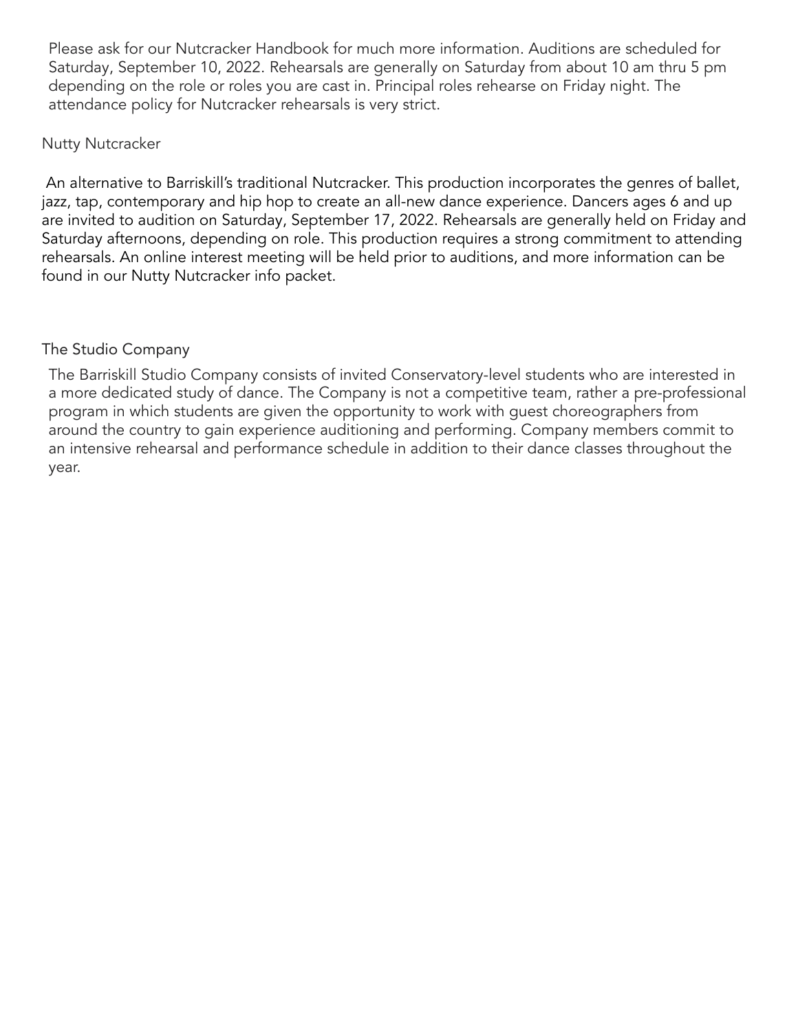Please ask for our Nutcracker Handbook for much more information. Auditions are scheduled for Saturday, September 10, 2022. Rehearsals are generally on Saturday from about 10 am thru 5 pm depending on the role or roles you are cast in. Principal roles rehearse on Friday night. The attendance policy for Nutcracker rehearsals is very strict.

## Nutty Nutcracker

An alternative to Barriskill's traditional Nutcracker. This production incorporates the genres of ballet, jazz, tap, contemporary and hip hop to create an all-new dance experience. Dancers ages 6 and up are invited to audition on Saturday, September 17, 2022. Rehearsals are generally held on Friday and Saturday afternoons, depending on role. This production requires a strong commitment to attending rehearsals. An online interest meeting will be held prior to auditions, and more information can be found in our Nutty Nutcracker info packet.

## The Studio Company

The Barriskill Studio Company consists of invited Conservatory-level students who are interested in a more dedicated study of dance. The Company is not a competitive team, rather a pre-professional program in which students are given the opportunity to work with guest choreographers from around the country to gain experience auditioning and performing. Company members commit to an intensive rehearsal and performance schedule in addition to their dance classes throughout the year.